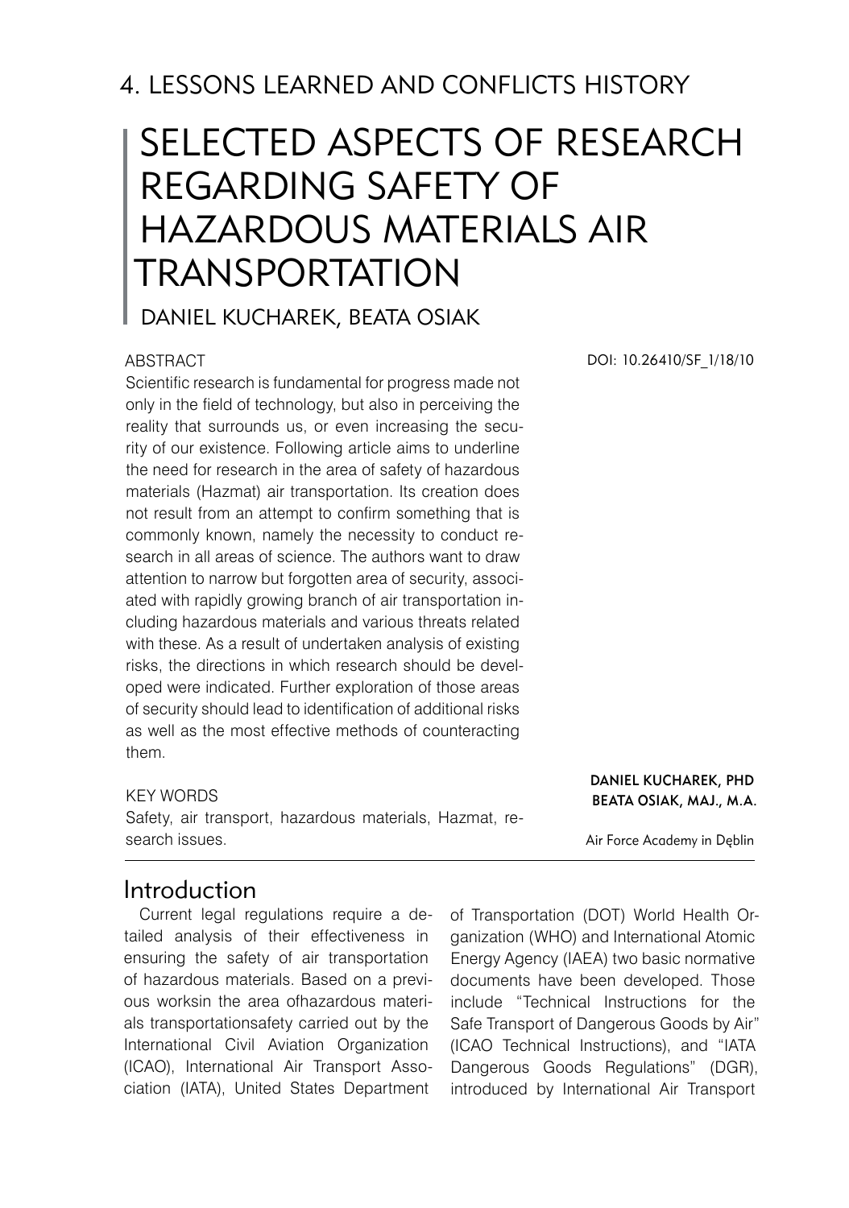## 4. LESSONS LEARNED AND CONFLICTS HISTORY

# SELECTED ASPECTS OF RESEARCH REGARDING SAFETY OF HAZARDOUS MATERIALS AIR TRANSPORTATION

DANIEL KUCHAREK, BEATA OSIAK

DOI: 10.26410/SF_1/18/10

ABSTRACT

Scientific research is fundamental for progress made not only in the field of technology, but also in perceiving the reality that surrounds us, or even increasing the security of our existence. Following article aims to underline the need for research in the area of safety of hazardous materials (Hazmat) air transportation. Its creation does not result from an attempt to confirm something that is commonly known, namely the necessity to conduct research in all areas of science. The authors want to draw attention to narrow but forgotten area of security, associated with rapidly growing branch of air transportation including hazardous materials and various threats related with these. As a result of undertaken analysis of existing risks, the directions in which research should be developed were indicated. Further exploration of those areas of security should lead to identification of additional risks as well as the most effective methods of counteracting them.

KEY WORDS

Safety, air transport, hazardous materials, Hazmat, research issues.

**DANIEL KUCHAREK, PHD**
**BEATA OSIAK, MAJ., M.A.**

Air Force Academy in Dęblin

## Introduction

Current legal regulations require a detailed analysis of their effectiveness in ensuring the safety of air transportation of hazardous materials. Based on a previous worksin the area ofhazardous materials transportationsafety carried out by the International Civil Aviation Organization (ICAO), International Air Transport Association (IATA), United States Department of Transportation (DOT) World Health Organization (WHO) and International Atomic Energy Agency (IAEA) two basic normative documents have been developed. Those include "Technical Instructions for the Safe Transport of Dangerous Goods by Air" (ICAO Technical Instructions), and "IATA Dangerous Goods Regulations" (DGR), introduced by International Air Transport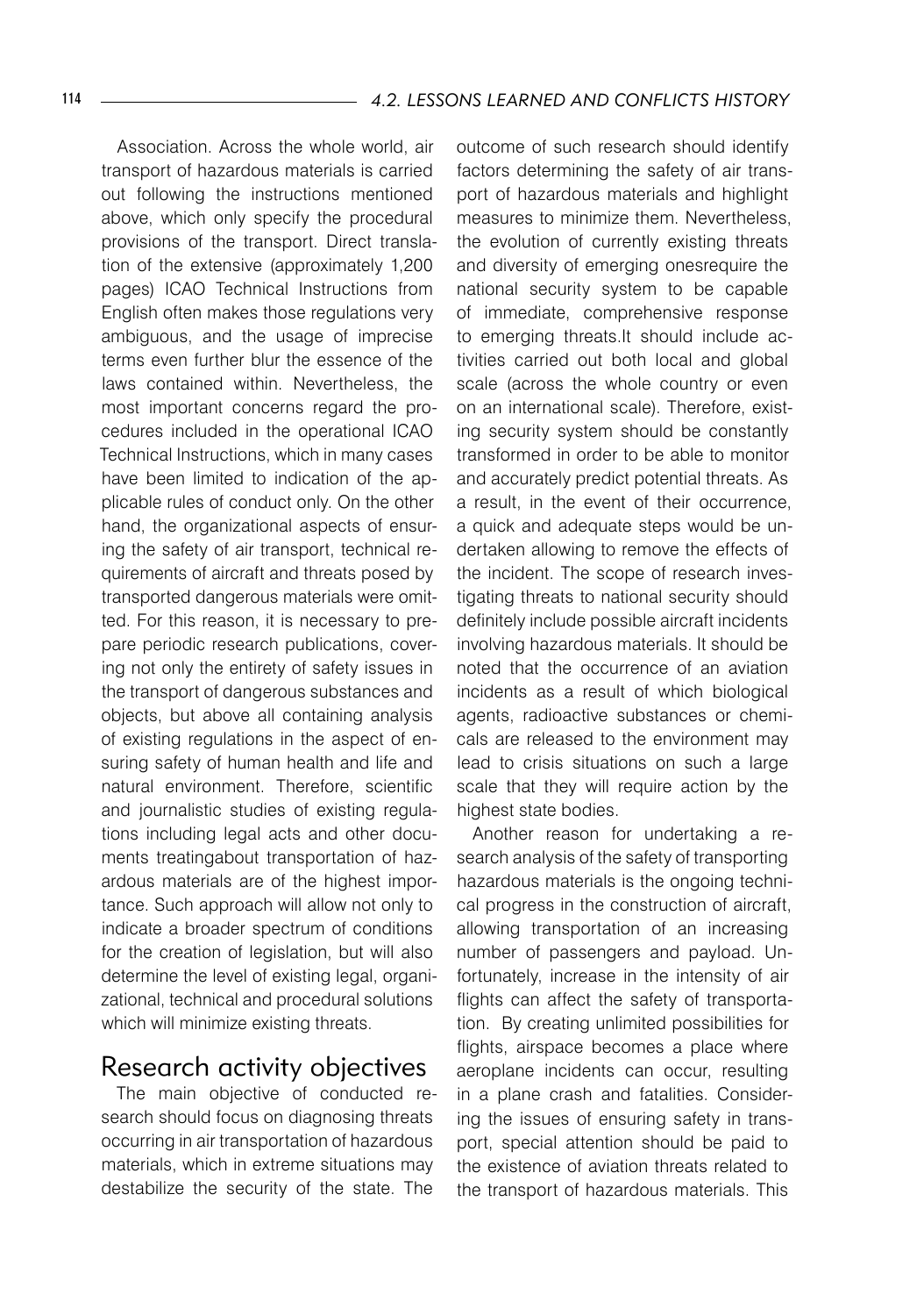Association. Across the whole world, air transport of hazardous materials is carried out following the instructions mentioned above, which only specify the procedural provisions of the transport. Direct translation of the extensive (approximately 1,200 pages) ICAO Technical Instructions from English often makes those regulations very ambiguous, and the usage of imprecise terms even further blur the essence of the laws contained within. Nevertheless, the most important concerns regard the procedures included in the operational ICAO Technical Instructions, which in many cases have been limited to indication of the applicable rules of conduct only. On the other hand, the organizational aspects of ensuring the safety of air transport, technical requirements of aircraft and threats posed by transported dangerous materials were omitted. For this reason, it is necessary to prepare periodic research publications, covering not only the entirety of safety issues in the transport of dangerous substances and objects, but above all containing analysis of existing regulations in the aspect of ensuring safety of human health and life and natural environment. Therefore, scientific and journalistic studies of existing regulations including legal acts and other documents treatingabout transportation of hazardous materials are of the highest importance. Such approach will allow not only to indicate a broader spectrum of conditions for the creation of legislation, but will also determine the level of existing legal, organizational, technical and procedural solutions which will minimize existing threats.

## Research activity objectives

The main objective of conducted research should focus on diagnosing threats occurring in air transportation of hazardous materials, which in extreme situations may destabilize the security of the state. The outcome of such research should identify factors determining the safety of air transport of hazardous materials and highlight measures to minimize them. Nevertheless, the evolution of currently existing threats and diversity of emerging onesrequire the national security system to be capable of immediate, comprehensive response to emerging threats.It should include activities carried out both local and global scale (across the whole country or even on an international scale). Therefore, existing security system should be constantly transformed in order to be able to monitor and accurately predict potential threats. As a result, in the event of their occurrence, a quick and adequate steps would be undertaken allowing to remove the effects of the incident. The scope of research investigating threats to national security should definitely include possible aircraft incidents involving hazardous materials. It should be noted that the occurrence of an aviation incidents as a result of which biological agents, radioactive substances or chemicals are released to the environment may lead to crisis situations on such a large scale that they will require action by the highest state bodies.

Another reason for undertaking a research analysis of the safety of transporting hazardous materials is the ongoing technical progress in the construction of aircraft, allowing transportation of an increasing number of passengers and payload. Unfortunately, increase in the intensity of air flights can affect the safety of transportation. By creating unlimited possibilities for flights, airspace becomes a place where aeroplane incidents can occur, resulting in a plane crash and fatalities. Considering the issues of ensuring safety in transport, special attention should be paid to the existence of aviation threats related to the transport of hazardous materials. This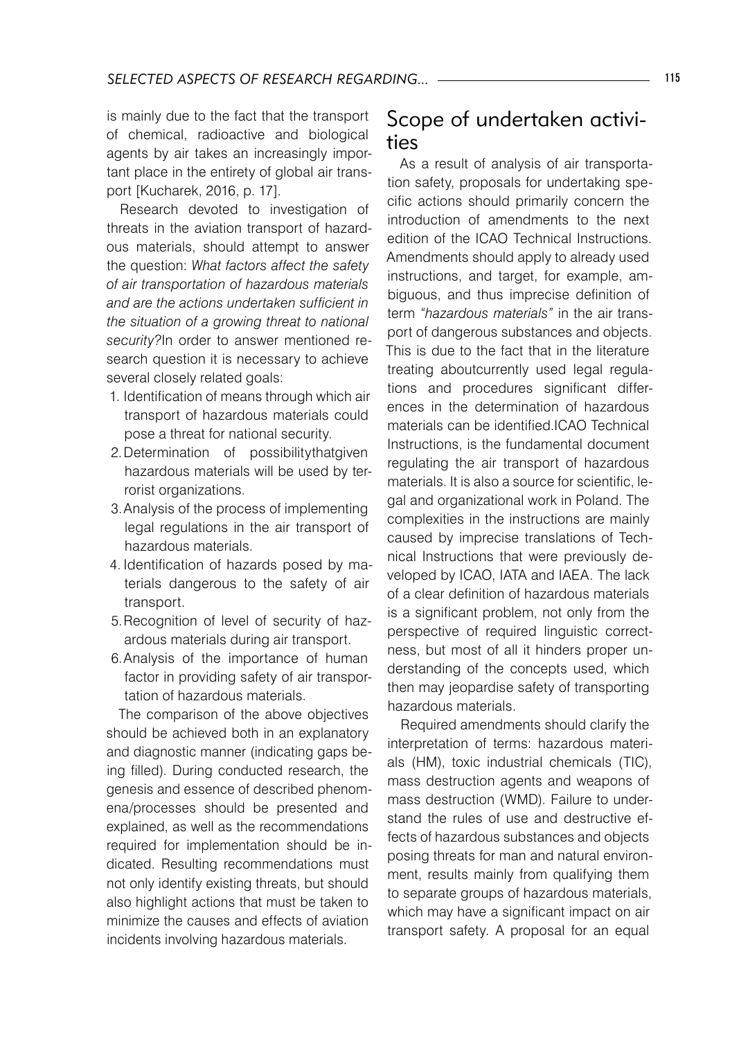is mainly due to the fact that the transport of chemical, radioactive and biological agents by air takes an increasingly important place in the entirety of global air transport [Kucharek, 2016, p. 17].

Research devoted to investigation of threats in the aviation transport of hazardous materials, should attempt to answer the question: *What factors affect the safety of air transportation of hazardous materials and are the actions undertaken sufficient in the situation of a growing threat to national security?*In order to answer mentioned research question it is necessary to achieve several closely related goals:

1. Identification of means through which air transport of hazardous materials could pose a threat for national security.
2. Determination of possibilitythatgiven hazardous materials will be used by terrorist organizations.
3. Analysis of the process of implementing legal regulations in the air transport of hazardous materials.
4. Identification of hazards posed by materials dangerous to the safety of air transport.
5. Recognition of level of security of hazardous materials during air transport.
6. Analysis of the importance of human factor in providing safety of air transportation of hazardous materials.

The comparison of the above objectives should be achieved both in an explanatory and diagnostic manner (indicating gaps being filled). During conducted research, the genesis and essence of described phenomena/processes should be presented and explained, as well as the recommendations required for implementation should be indicated. Resulting recommendations must not only identify existing threats, but should also highlight actions that must be taken to minimize the causes and effects of aviation incidents involving hazardous materials.

## Scope of undertaken activities

As a result of analysis of air transportation safety, proposals for undertaking specific actions should primarily concern the introduction of amendments to the next edition of the ICAO Technical Instructions. Amendments should apply to already used instructions, and target, for example, ambiguous, and thus imprecise definition of term *"hazardous materials"* in the air transport of dangerous substances and objects. This is due to the fact that in the literature treating aboutcurrently used legal regulations and procedures significant differences in the determination of hazardous materials can be identified.ICAO Technical Instructions, is the fundamental document regulating the air transport of hazardous materials. It is also a source for scientific, legal and organizational work in Poland. The complexities in the instructions are mainly caused by imprecise translations of Technical Instructions that were previously developed by ICAO, IATA and IAEA. The lack of a clear definition of hazardous materials is a significant problem, not only from the perspective of required linguistic correctness, but most of all it hinders proper understanding of the concepts used, which then may jeopardise safety of transporting hazardous materials.

Required amendments should clarify the interpretation of terms: hazardous materials (HM), toxic industrial chemicals (TIC), mass destruction agents and weapons of mass destruction (WMD). Failure to understand the rules of use and destructive effects of hazardous substances and objects posing threats for man and natural environment, results mainly from qualifying them to separate groups of hazardous materials, which may have a significant impact on air transport safety. A proposal for an equal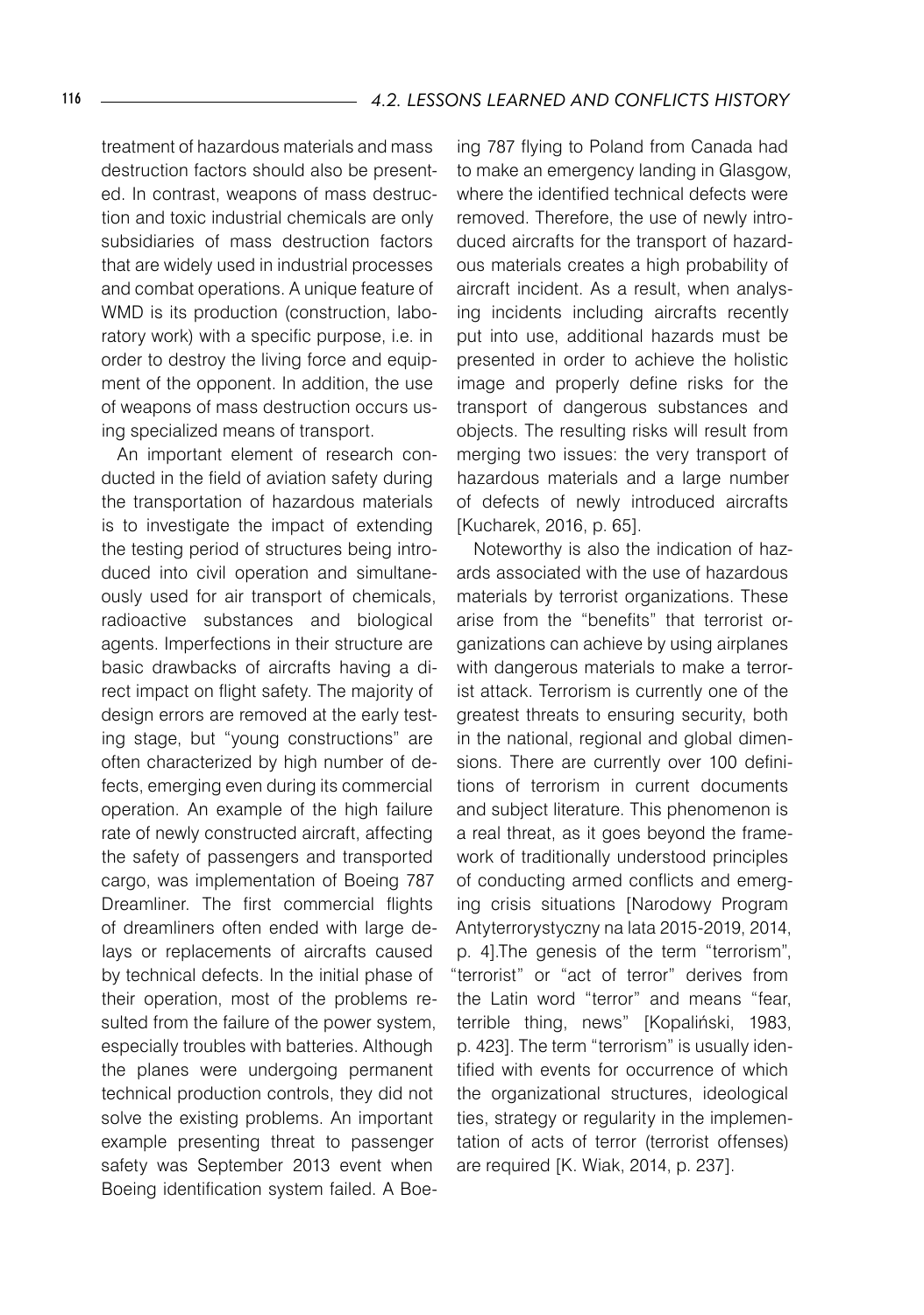treatment of hazardous materials and mass destruction factors should also be presented. In contrast, weapons of mass destruction and toxic industrial chemicals are only subsidiaries of mass destruction factors that are widely used in industrial processes and combat operations. A unique feature of WMD is its production (construction, laboratory work) with a specific purpose, i.e. in order to destroy the living force and equipment of the opponent. In addition, the use of weapons of mass destruction occurs using specialized means of transport.

An important element of research conducted in the field of aviation safety during the transportation of hazardous materials is to investigate the impact of extending the testing period of structures being introduced into civil operation and simultaneously used for air transport of chemicals, radioactive substances and biological agents. Imperfections in their structure are basic drawbacks of aircrafts having a direct impact on flight safety. The majority of design errors are removed at the early testing stage, but "young constructions" are often characterized by high number of defects, emerging even during its commercial operation. An example of the high failure rate of newly constructed aircraft, affecting the safety of passengers and transported cargo, was implementation of Boeing 787 Dreamliner. The first commercial flights of dreamliners often ended with large delays or replacements of aircrafts caused by technical defects. In the initial phase of their operation, most of the problems resulted from the failure of the power system, especially troubles with batteries. Although the planes were undergoing permanent technical production controls, they did not solve the existing problems. An important example presenting threat to passenger safety was September 2013 event when Boeing identification system failed. A Boeing 787 flying to Poland from Canada had to make an emergency landing in Glasgow, where the identified technical defects were removed. Therefore, the use of newly introduced aircrafts for the transport of hazardous materials creates a high probability of aircraft incident. As a result, when analysing incidents including aircrafts recently put into use, additional hazards must be presented in order to achieve the holistic image and properly define risks for the transport of dangerous substances and objects. The resulting risks will result from merging two issues: the very transport of hazardous materials and a large number of defects of newly introduced aircrafts [Kucharek, 2016, p. 65].

Noteworthy is also the indication of hazards associated with the use of hazardous materials by terrorist organizations. These arise from the "benefits" that terrorist organizations can achieve by using airplanes with dangerous materials to make a terrorist attack. Terrorism is currently one of the greatest threats to ensuring security, both in the national, regional and global dimensions. There are currently over 100 definitions of terrorism in current documents and subject literature. This phenomenon is a real threat, as it goes beyond the framework of traditionally understood principles of conducting armed conflicts and emerging crisis situations [Narodowy Program Antyterrorystyczny na lata 2015-2019, 2014, p. 4].The genesis of the term "terrorism", "terrorist" or "act of terror" derives from the Latin word "terror" and means "fear, terrible thing, news" [Kopaliński, 1983, p. 423]. The term "terrorism" is usually identified with events for occurrence of which the organizational structures, ideological ties, strategy or regularity in the implementation of acts of terror (terrorist offenses) are required [K. Wiak, 2014, p. 237].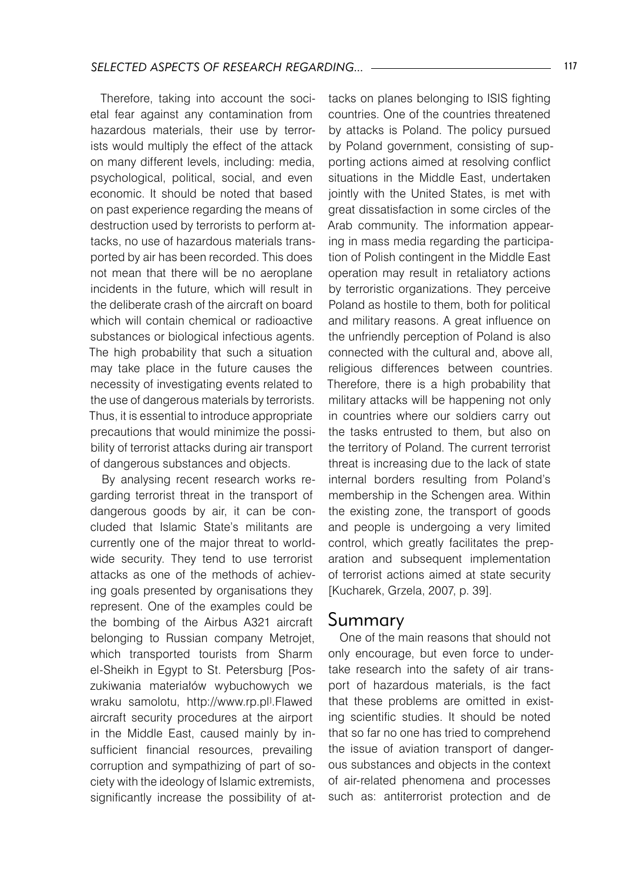Therefore, taking into account the societal fear against any contamination from hazardous materials, their use by terrorists would multiply the effect of the attack on many different levels, including: media, psychological, political, social, and even economic. It should be noted that based on past experience regarding the means of destruction used by terrorists to perform attacks, no use of hazardous materials transported by air has been recorded. This does not mean that there will be no aeroplane incidents in the future, which will result in the deliberate crash of the aircraft on board which will contain chemical or radioactive substances or biological infectious agents. The high probability that such a situation may take place in the future causes the necessity of investigating events related to the use of dangerous materials by terrorists. Thus, it is essential to introduce appropriate precautions that would minimize the possibility of terrorist attacks during air transport of dangerous substances and objects.

By analysing recent research works regarding terrorist threat in the transport of dangerous goods by air, it can be concluded that Islamic State's militants are currently one of the major threat to worldwide security. They tend to use terrorist attacks as one of the methods of achieving goals presented by organisations they represent. One of the examples could be the bombing of the Airbus A321 aircraft belonging to Russian company Metrojet, which transported tourists from Sharm el-Sheikh in Egypt to St. Petersburg [Poszukiwania materiałów wybuchowych we wraku samolotu, http://www.rp.pl].Flawed aircraft security procedures at the airport in the Middle East, caused mainly by insufficient financial resources, prevailing corruption and sympathizing of part of society with the ideology of Islamic extremists, significantly increase the possibility of attacks on planes belonging to ISIS fighting countries. One of the countries threatened by attacks is Poland. The policy pursued by Poland government, consisting of supporting actions aimed at resolving conflict situations in the Middle East, undertaken jointly with the United States, is met with great dissatisfaction in some circles of the Arab community. The information appearing in mass media regarding the participation of Polish contingent in the Middle East operation may result in retaliatory actions by terroristic organizations. They perceive Poland as hostile to them, both for political and military reasons. A great influence on the unfriendly perception of Poland is also connected with the cultural and, above all, religious differences between countries. Therefore, there is a high probability that military attacks will be happening not only in countries where our soldiers carry out the tasks entrusted to them, but also on the territory of Poland. The current terrorist threat is increasing due to the lack of state internal borders resulting from Poland's membership in the Schengen area. Within the existing zone, the transport of goods and people is undergoing a very limited control, which greatly facilitates the preparation and subsequent implementation of terrorist actions aimed at state security [Kucharek, Grzela, 2007, p. 39].

## Summary

One of the main reasons that should not only encourage, but even force to undertake research into the safety of air transport of hazardous materials, is the fact that these problems are omitted in existing scientific studies. It should be noted that so far no one has tried to comprehend the issue of aviation transport of dangerous substances and objects in the context of air-related phenomena and processes such as: antiterrorist protection and de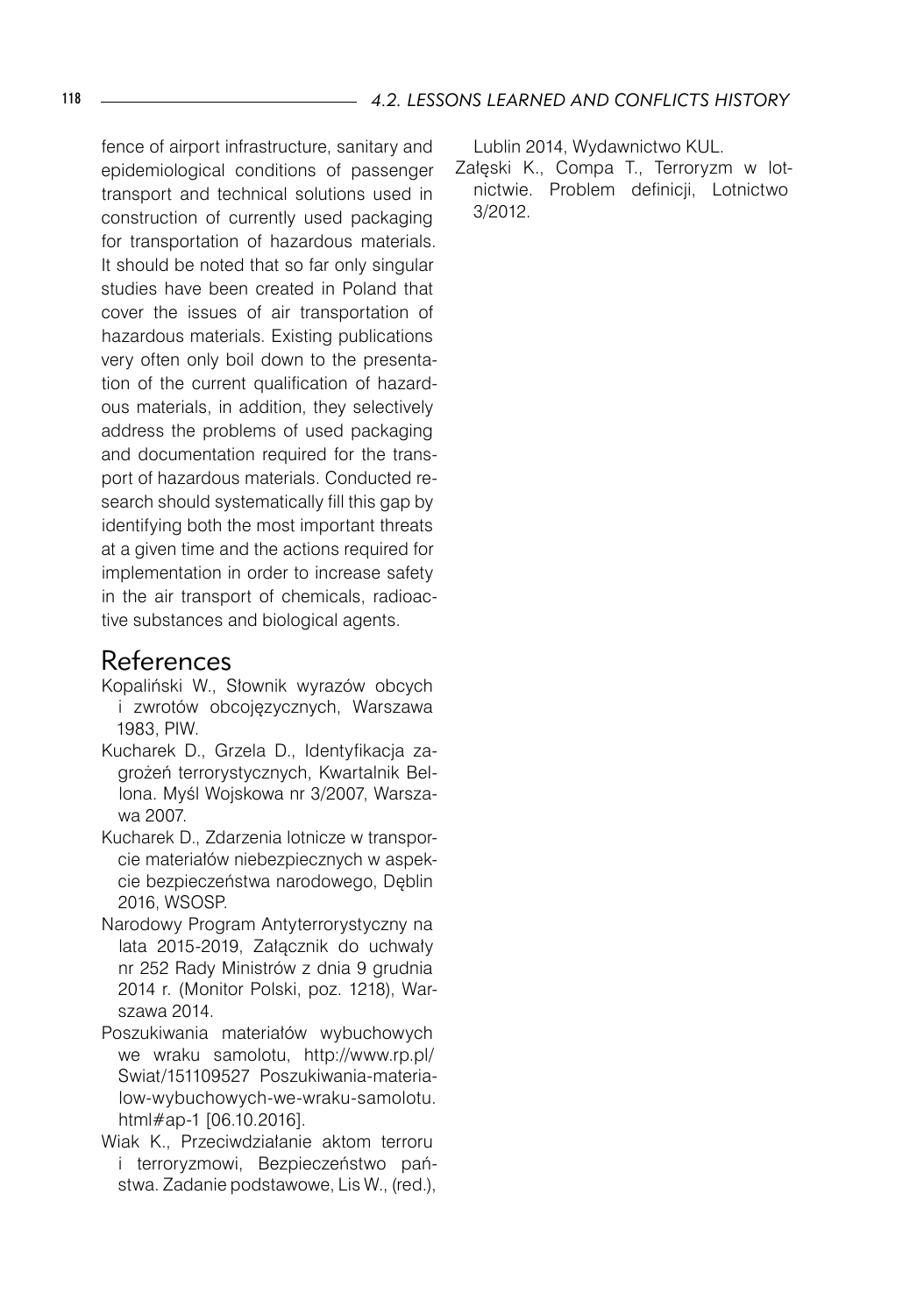fence of airport infrastructure, sanitary and epidemiological conditions of passenger transport and technical solutions used in construction of currently used packaging for transportation of hazardous materials. It should be noted that so far only singular studies have been created in Poland that cover the issues of air transportation of hazardous materials. Existing publications very often only boil down to the presentation of the current qualification of hazardous materials, in addition, they selectively address the problems of used packaging and documentation required for the transport of hazardous materials. Conducted research should systematically fill this gap by identifying both the most important threats at a given time and the actions required for implementation in order to increase safety in the air transport of chemicals, radioactive substances and biological agents.

## References

Kopaliński W., Słownik wyrazów obcych i zwrotów obcojęzycznych, Warszawa 1983, PIW.

Kucharek D., Grzela D., Identyfikacja zagrożeń terrorystycznych, Kwartalnik Bellona. Myśl Wojskowa nr 3/2007, Warszawa 2007.

Kucharek D., Zdarzenia lotnicze w transporcie materiałów niebezpiecznych w aspekcie bezpieczeństwa narodowego, Dęblin 2016, WSOSP.

Narodowy Program Antyterrorystyczny na lata 2015-2019, Załącznik do uchwały nr 252 Rady Ministrów z dnia 9 grudnia 2014 r. (Monitor Polski, poz. 1218), Warszawa 2014.

Poszukiwania materiałów wybuchowych we wraku samolotu, http://www.rp.pl/Swiat/151109527 Poszukiwania-materialow-wybuchowych-we-wraku-samolotu.html#ap-1 [06.10.2016].

Wiak K., Przeciwdziałanie aktom terroru i terroryzmowi, Bezpieczeństwo państwa. Zadanie podstawowe, Lis W., (red.), Lublin 2014, Wydawnictwo KUL.

Załęski K., Compa T., Terroryzm w lotnictwie. Problem definicji, Lotnictwo 3/2012.